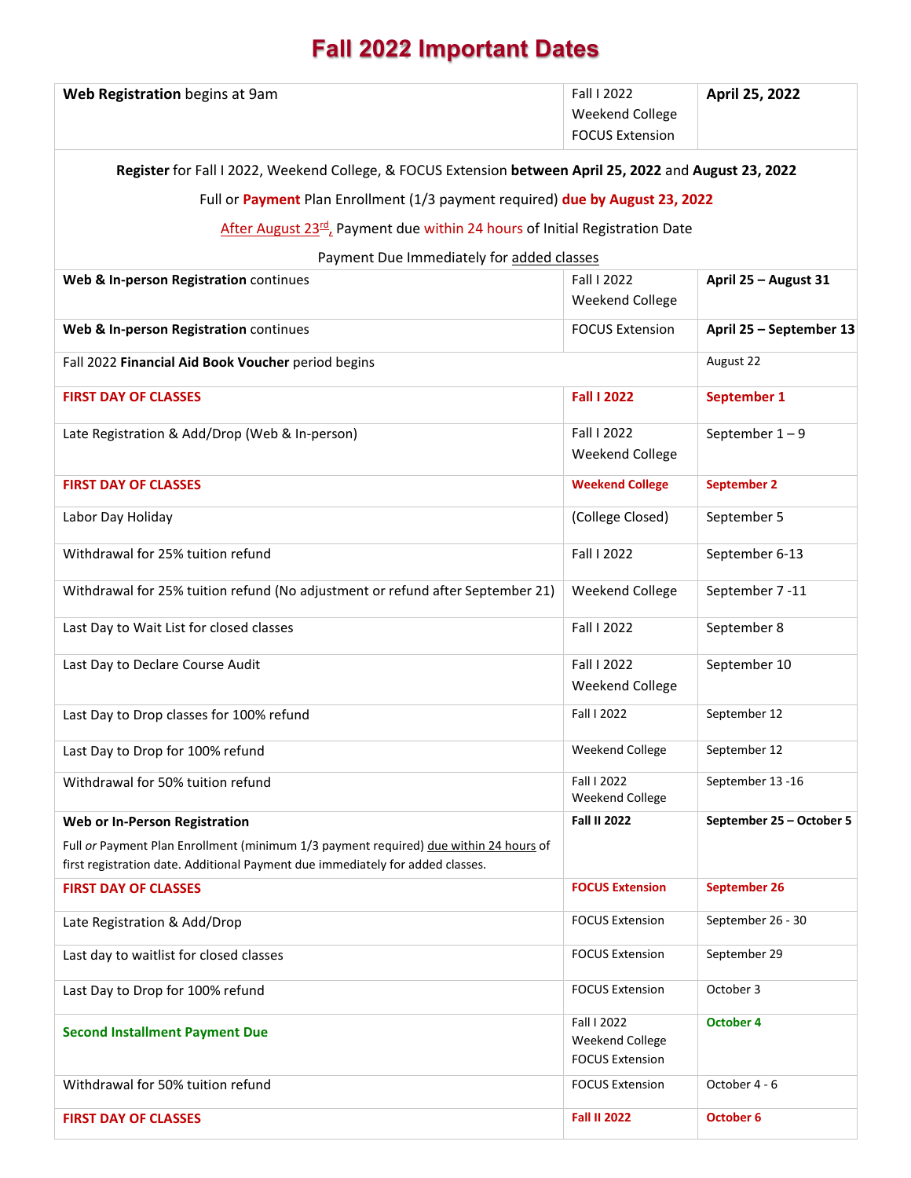# Fall 2022 Important Dates

| | | |
|---|---|---|
| **Web Registration** begins at 9am | Fall I 2022<br>Weekend College<br>FOCUS Extension | **April 25, 2022** |
| **Register** for Fall I 2022, Weekend College, & FOCUS Extension **between April 25, 2022** and **August 23, 2022**<br>Full or **Payment** Plan Enrollment (1/3 payment required) **due by August 23, 2022**<br>After August 23rd, Payment due within 24 hours of Initial Registration Date<br>Payment Due Immediately for added classes | | |
| **Web & In-person Registration** continues | Fall I 2022<br>Weekend College | **April 25 – August 31** |
| **Web & In-person Registration** continues | FOCUS Extension | **April 25 – September 13** |
| Fall 2022 **Financial Aid Book Voucher** period begins | | August 22 |
| **FIRST DAY OF CLASSES** | **Fall I 2022** | **September 1** |
| Late Registration & Add/Drop (Web & In-person) | Fall I 2022<br>Weekend College | September 1 – 9 |
| **FIRST DAY OF CLASSES** | **Weekend College** | **September 2** |
| Labor Day Holiday | (College Closed) | September 5 |
| Withdrawal for 25% tuition refund | Fall I 2022 | September 6-13 |
| Withdrawal for 25% tuition refund (No adjustment or refund after September 21) | Weekend College | September 7 -11 |
| Last Day to Wait List for closed classes | Fall I 2022 | September 8 |
| Last Day to Declare Course Audit | Fall I 2022<br>Weekend College | September 10 |
| Last Day to Drop classes for 100% refund | Fall I 2022 | September 12 |
| Last Day to Drop for 100% refund | Weekend College | September 12 |
| Withdrawal for 50% tuition refund | Fall I 2022<br>Weekend College | September 13 -16 |
| **Web or In-Person Registration**<br>Full *or* Payment Plan Enrollment (minimum 1/3 payment required) due within 24 hours of first registration date. Additional Payment due immediately for added classes. | **Fall II 2022** | **September 25 – October 5** |
| **FIRST DAY OF CLASSES** | **FOCUS Extension** | **September 26** |
| Late Registration & Add/Drop | FOCUS Extension | September 26 - 30 |
| Last day to waitlist for closed classes | FOCUS Extension | September 29 |
| Last Day to Drop for 100% refund | FOCUS Extension | October 3 |
| **Second Installment Payment Due** | Fall I 2022<br>Weekend College<br>FOCUS Extension | **October 4** |
| Withdrawal for 50% tuition refund | FOCUS Extension | October 4 - 6 |
| **FIRST DAY OF CLASSES** | **Fall II 2022** | **October 6** |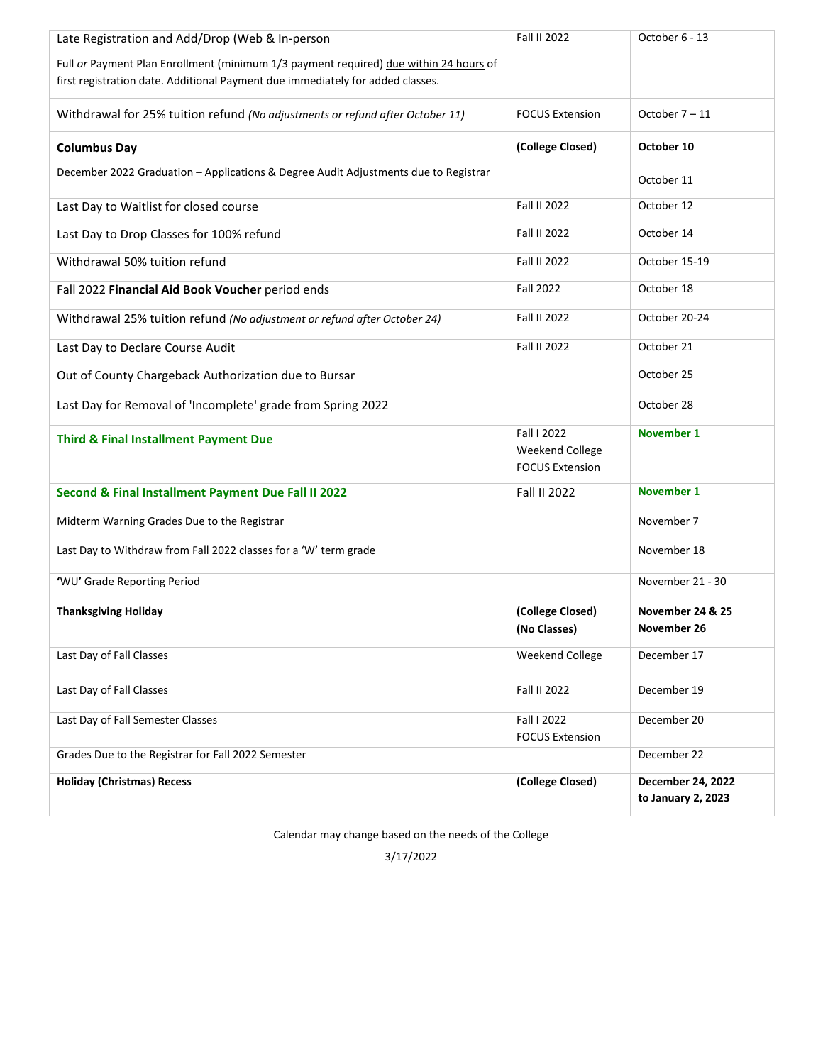| | | |
|---|---|---|
| Late Registration and Add/Drop (Web & In-person<br><br>Full *or* Payment Plan Enrollment (minimum 1/3 payment required) due within 24 hours of first registration date. Additional Payment due immediately for added classes. | Fall II 2022 | October 6 - 13 |
| Withdrawal for 25% tuition refund *(No adjustments or refund after October 11)* | FOCUS Extension | October 7 – 11 |
| **Columbus Day** | **(College Closed)** | **October 10** |
| December 2022 Graduation – Applications & Degree Audit Adjustments due to Registrar | | October 11 |
| Last Day to Waitlist for closed course | Fall II 2022 | October 12 |
| Last Day to Drop Classes for 100% refund | Fall II 2022 | October 14 |
| Withdrawal 50% tuition refund | Fall II 2022 | October 15-19 |
| Fall 2022 **Financial Aid Book Voucher** period ends | Fall 2022 | October 18 |
| Withdrawal 25% tuition refund *(No adjustment or refund after October 24)* | Fall II 2022 | October 20-24 |
| Last Day to Declare Course Audit | Fall II 2022 | October 21 |
| Out of County Chargeback Authorization due to Bursar | | October 25 |
| Last Day for Removal of 'Incomplete' grade from Spring 2022 | | October 28 |
| **Third & Final Installment Payment Due** | Fall I 2022<br>Weekend College<br>FOCUS Extension | **November 1** |
| **Second & Final Installment Payment Due Fall II 2022** | Fall II 2022 | **November 1** |
| Midterm Warning Grades Due to the Registrar | | November 7 |
| Last Day to Withdraw from Fall 2022 classes for a 'W' term grade | | November 18 |
| **'**WU**'** Grade Reporting Period | | November 21 - 30 |
| **Thanksgiving Holiday** | **(College Closed)**<br>**(No Classes)** | **November 24 & 25**<br>**November 26** |
| Last Day of Fall Classes | Weekend College | December 17 |
| Last Day of Fall Classes | Fall II 2022 | December 19 |
| Last Day of Fall Semester Classes | Fall I 2022<br>FOCUS Extension | December 20 |
| Grades Due to the Registrar for Fall 2022 Semester | | December 22 |
| **Holiday (Christmas) Recess** | **(College Closed)** | **December 24, 2022 to January 2, 2023** |

Calendar may change based on the needs of the College

3/17/2022